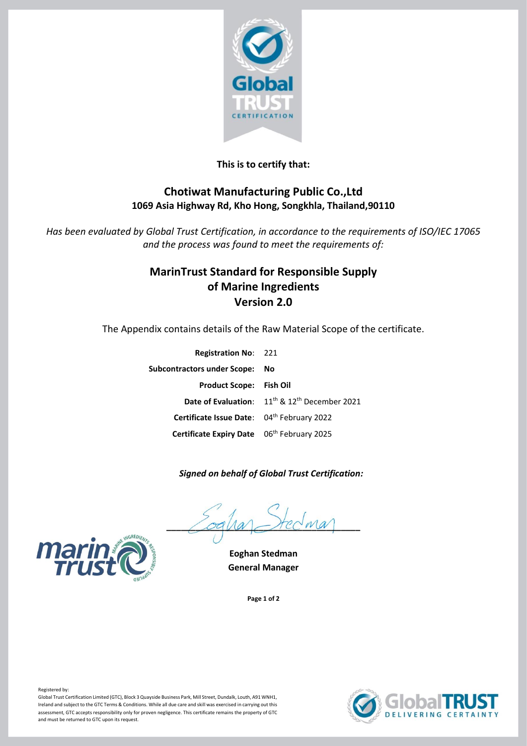**This is to certify that:**

## Chotiwat Manufacturing Public Co.,Ltd

**1069 Asia Highway Rd, Kho Hong, Songkhla, Thailand,90110**

*Has been evaluated by Global Trust Certification, in accordance to the requirements of ISO/IEC 17065 and the process was found to meet the requirements of:*

## MarinTrust Standard for Responsible Supply of Marine Ingredients Version 2.0

The Appendix contains details of the Raw Material Scope of the certificate.

**Registration No**: 221

**Subcontractors under Scope:** **No**

**Product Scope:** **Fish Oil**

**Date of Evaluation**: 11th & 12th December 2021

**Certificate Issue Date**: 04th February 2022

**Certificate Expiry Date** 06th February 2025

***Signed on behalf of Global Trust Certification:***

**Eoghan Stedman**
**General Manager**

Registered by:
Global Trust Certification Limited (GTC), Block 3 Quayside Business Park, Mill Street, Dundalk, Louth, A91 WNH1, Ireland and subject to the GTC Terms & Conditions. While all due care and skill was exercised in carrying out this assessment, GTC accepts responsibility only for proven negligence. This certificate remains the property of GTC and must be returned to GTC upon its request.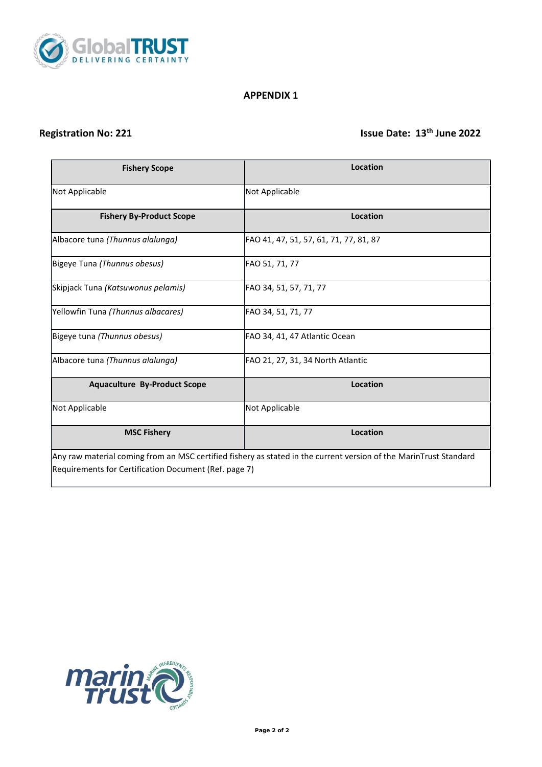## APPENDIX 1

**Registration No: 221** **Issue Date: 13th June 2022**

| Fishery Scope | Location |
|---|---|
| Not Applicable | Not Applicable |
| **Fishery By-Product Scope** | **Location** |
| Albacore tuna *(Thunnus alalunga)* | FAO 41, 47, 51, 57, 61, 71, 77, 81, 87 |
| Bigeye Tuna *(Thunnus obesus)* | FAO 51, 71, 77 |
| Skipjack Tuna *(Katsuwonus pelamis)* | FAO 34, 51, 57, 71, 77 |
| Yellowfin Tuna *(Thunnus albacares)* | FAO 34, 51, 71, 77 |
| Bigeye tuna *(Thunnus obesus)* | FAO 34, 41, 47 Atlantic Ocean |
| Albacore tuna *(Thunnus alalunga)* | FAO 21, 27, 31, 34 North Atlantic |
| **Aquaculture By-Product Scope** | **Location** |
| Not Applicable | Not Applicable |
| **MSC Fishery** | **Location** |
| Any raw material coming from an MSC certified fishery as stated in the current version of the MarinTrust Standard Requirements for Certification Document (Ref. page 7) | |